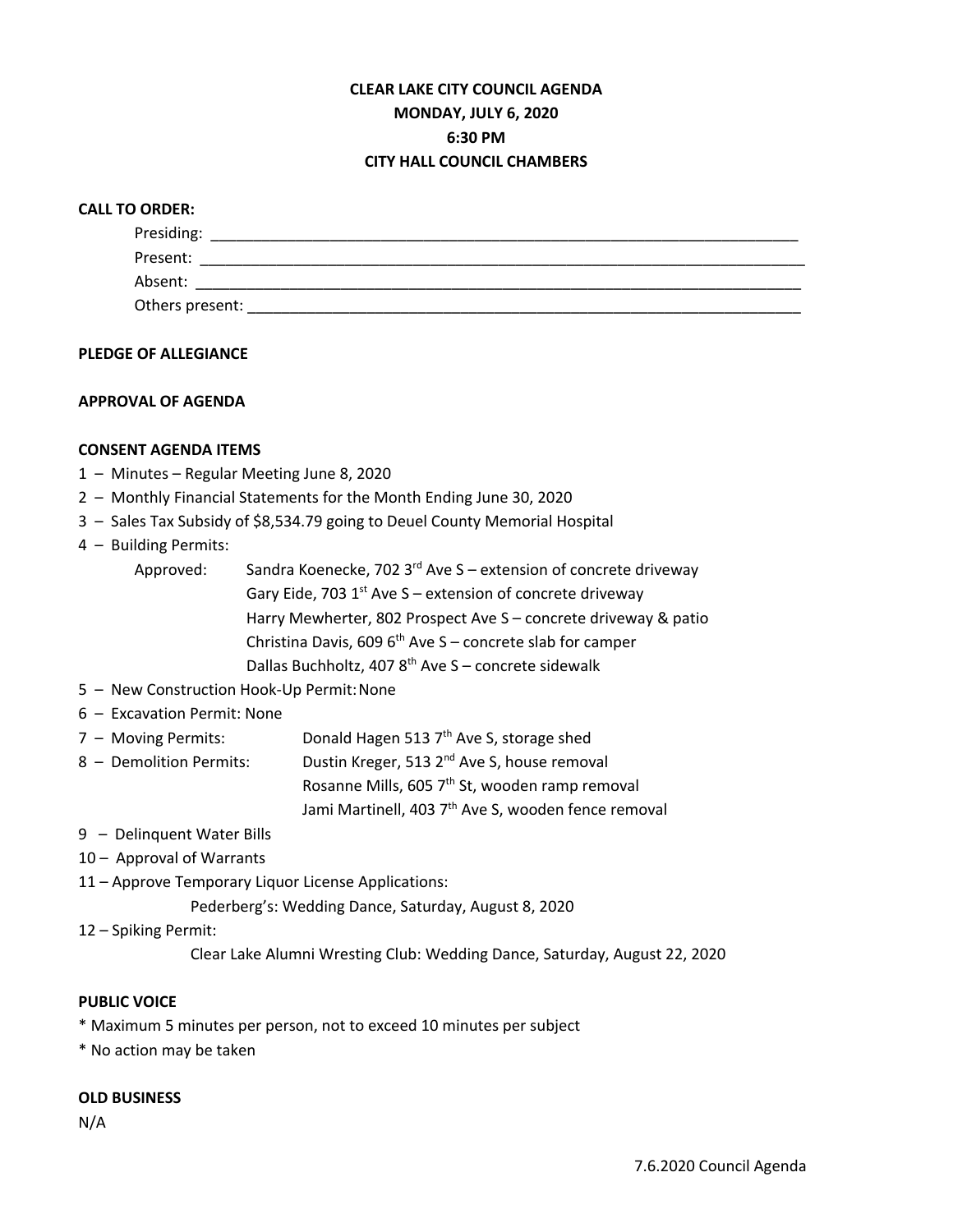# CLEAR LAKE CITY COUNCIL AGENDA
## MONDAY, JULY 6, 2020
## 6:30 PM
## CITY HALL COUNCIL CHAMBERS

**CALL TO ORDER:**

Presiding: ______________________________________________

Present: ______________________________________________

Absent: ______________________________________________

Others present: ______________________________________________

**PLEDGE OF ALLEGIANCE**

**APPROVAL OF AGENDA**

**CONSENT AGENDA ITEMS**

1 – Minutes – Regular Meeting June 8, 2020

2 – Monthly Financial Statements for the Month Ending June 30, 2020

3 – Sales Tax Subsidy of $8,534.79 going to Deuel County Memorial Hospital

4 – Building Permits:

Approved:
- Sandra Koenecke, 702 3rd Ave S – extension of concrete driveway
- Gary Eide, 703 1st Ave S – extension of concrete driveway
- Harry Mewherter, 802 Prospect Ave S – concrete driveway & patio
- Christina Davis, 609 6th Ave S – concrete slab for camper
- Dallas Buchholtz, 407 8th Ave S – concrete sidewalk

5 – New Construction Hook-Up Permit: None

6 – Excavation Permit: None

7 – Moving Permits: Donald Hagen 513 7th Ave S, storage shed

8 – Demolition Permits:
- Dustin Kreger, 513 2nd Ave S, house removal
- Rosanne Mills, 605 7th St, wooden ramp removal
- Jami Martinell, 403 7th Ave S, wooden fence removal

9 – Delinquent Water Bills

10 – Approval of Warrants

11 – Approve Temporary Liquor License Applications:

Pederberg's: Wedding Dance, Saturday, August 8, 2020

12 – Spiking Permit:

Clear Lake Alumni Wresting Club: Wedding Dance, Saturday, August 22, 2020

**PUBLIC VOICE**

* Maximum 5 minutes per person, not to exceed 10 minutes per subject
* No action may be taken

**OLD BUSINESS**

N/A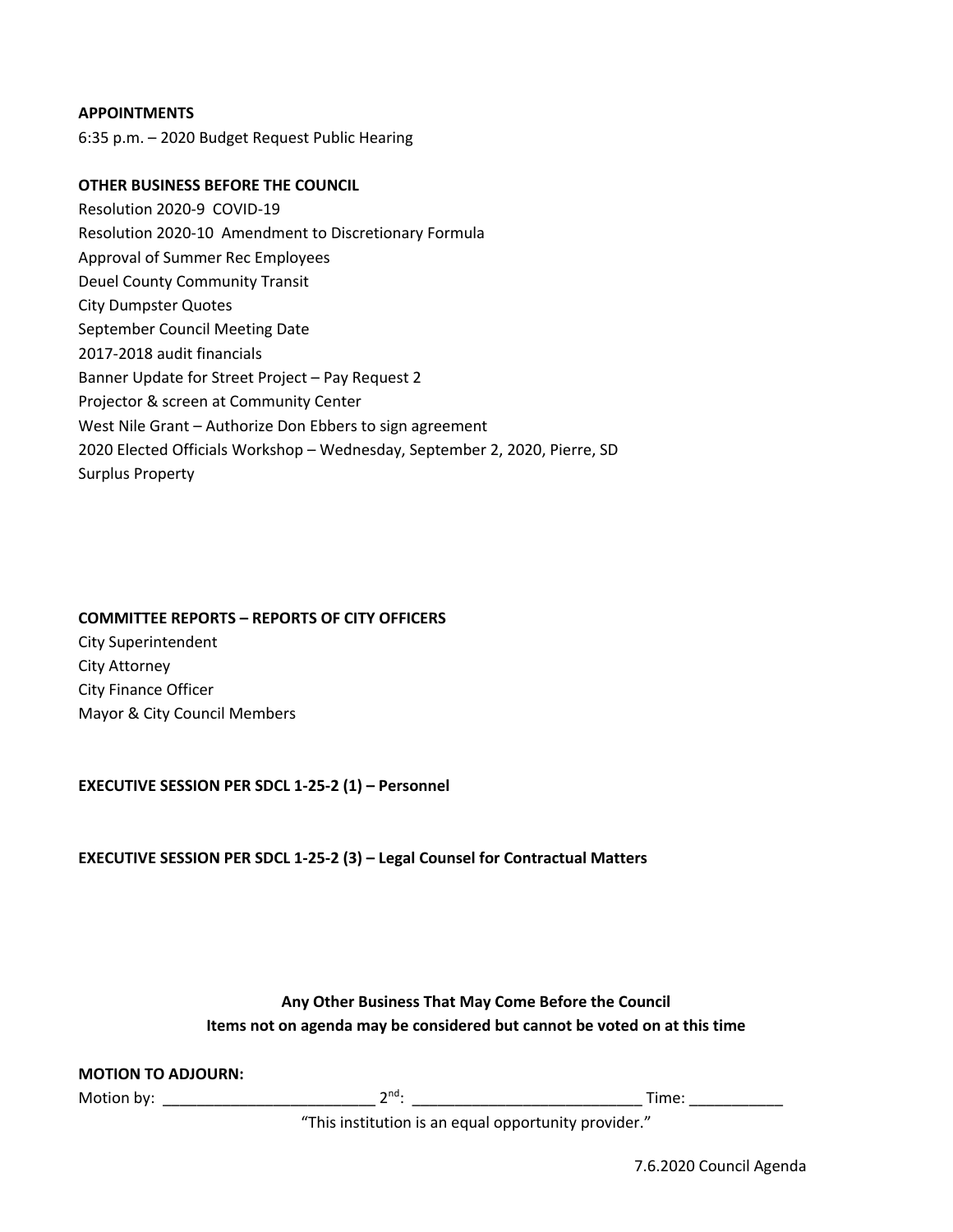**APPOINTMENTS**

6:35 p.m. – 2020 Budget Request Public Hearing

**OTHER BUSINESS BEFORE THE COUNCIL**

Resolution 2020-9 COVID-19
Resolution 2020-10 Amendment to Discretionary Formula
Approval of Summer Rec Employees
Deuel County Community Transit
City Dumpster Quotes
September Council Meeting Date
2017-2018 audit financials
Banner Update for Street Project – Pay Request 2
Projector & screen at Community Center
West Nile Grant – Authorize Don Ebbers to sign agreement
2020 Elected Officials Workshop – Wednesday, September 2, 2020, Pierre, SD
Surplus Property

**COMMITTEE REPORTS – REPORTS OF CITY OFFICERS**

City Superintendent
City Attorney
City Finance Officer
Mayor & City Council Members

**EXECUTIVE SESSION PER SDCL 1-25-2 (1) – Personnel**

**EXECUTIVE SESSION PER SDCL 1-25-2 (3) – Legal Counsel for Contractual Matters**

**Any Other Business That May Come Before the Council**
**Items not on agenda may be considered but cannot be voted on at this time**

**MOTION TO ADJOURN:**

Motion by: _________________________ 2nd: ___________________________ Time: ___________

"This institution is an equal opportunity provider."

7.6.2020 Council Agenda